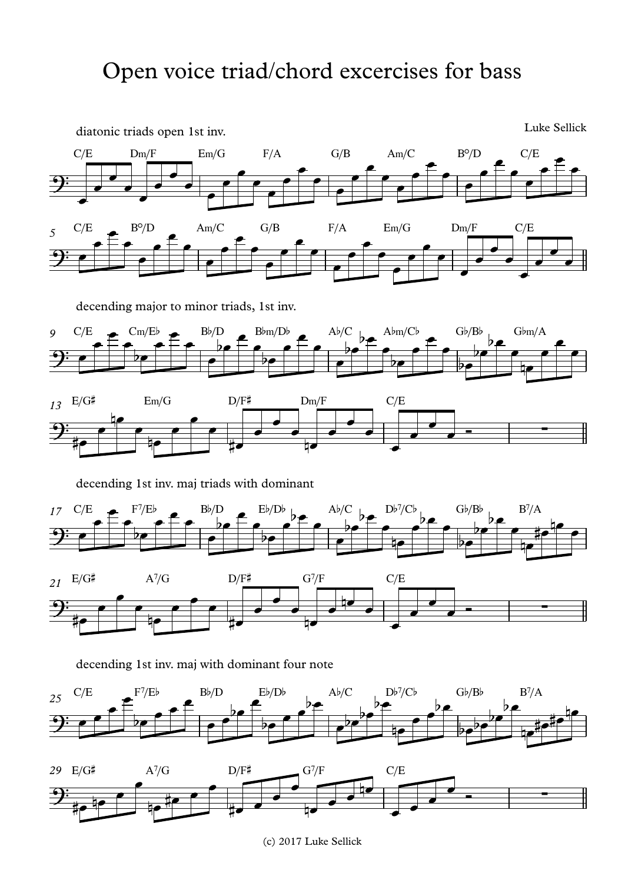# Open voice triad/chord excercises for bass

Luke Sellick

diatonic triads open 1st inv.

C/E Dm/F Em/G F/A G/B Am/C B°/D C/E

C/E B°/D Am/C G/B F/A Em/G Dm/F C/E

decending major to minor triads, 1st inv.

C/E Cm/E♭ B♭/D B♭m/D♭ A♭/C A♭m/C♭ G♭/B♭ G♭m/A

E/G♯ Em/G D/F♯ Dm/F C/E

decending 1st inv. maj triads with dominant

C/E F7/E♭ B♭/D E♭/D♭ A♭/C D♭7/C♭ G♭/B♭ B7/A

E/G♯ A7/G D/F♯ G7/F C/E

decending 1st inv. maj with dominant four note

C/E F7/E♭ B♭/D E♭/D♭ A♭/C D♭7/C♭ G♭/B♭ B7/A

E/G♯ A7/G D/F♯ G7/F C/E

(c) 2017 Luke Sellick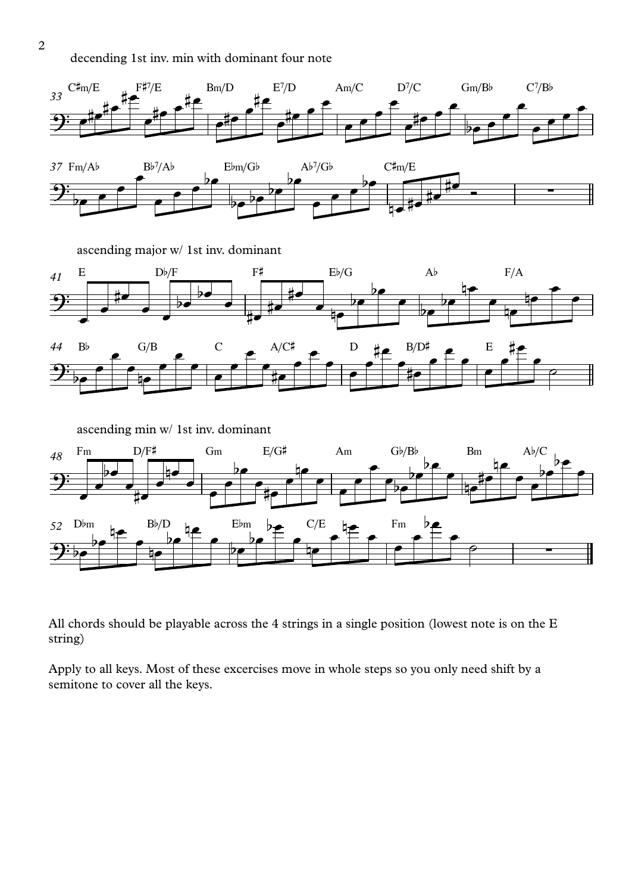decending 1st inv. min with dominant four note

33 C♯m/E F♯7/E Bm/D E7/D Am/C D7/C Gm/B♭ C7/B♭

37 Fm/A♭ B♭7/A♭ E♭m/G♭ A♭7/G♭ C♯m/E

ascending major w/ 1st inv. dominant

41 E D♭/F F♯ E♭/G A♭ F/A

44 B♭ G/B C A/C♯ D B/D♯ E

ascending min w/ 1st inv. dominant

48 Fm D/F♯ Gm E/G♯ Am G♭/B♭ Bm A♭/C

52 D♭m B♭/D E♭m C/E Fm

All chords should be playable across the 4 strings in a single position (lowest note is on the E string)

Apply to all keys. Most of these excercises move in whole steps so you only need shift by a semitone to cover all the keys.